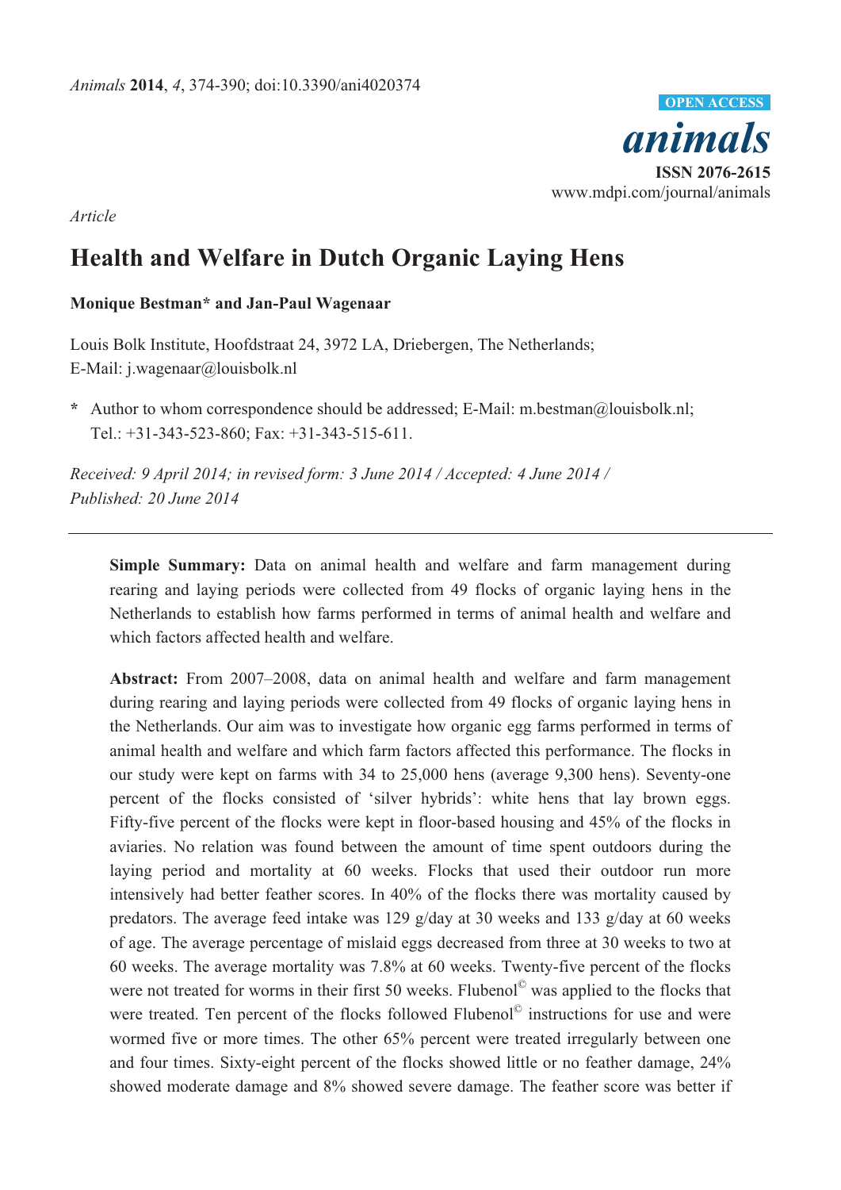*Article*

# Health and Welfare in Dutch Organic Laying Hens

**Monique Bestman* and Jan-Paul Wagenaar**

Louis Bolk Institute, Hoofdstraat 24, 3972 LA, Driebergen, The Netherlands;
E-Mail: j.wagenaar@louisbolk.nl

**\*** Author to whom correspondence should be addressed; E-Mail: m.bestman@louisbolk.nl;
Tel.: +31-343-523-860; Fax: +31-343-515-611.

*Received: 9 April 2014; in revised form: 3 June 2014 / Accepted: 4 June 2014 /*
*Published: 20 June 2014*

**Simple Summary:** Data on animal health and welfare and farm management during rearing and laying periods were collected from 49 flocks of organic laying hens in the Netherlands to establish how farms performed in terms of animal health and welfare and which factors affected health and welfare.

**Abstract:** From 2007–2008, data on animal health and welfare and farm management during rearing and laying periods were collected from 49 flocks of organic laying hens in the Netherlands. Our aim was to investigate how organic egg farms performed in terms of animal health and welfare and which farm factors affected this performance. The flocks in our study were kept on farms with 34 to 25,000 hens (average 9,300 hens). Seventy-one percent of the flocks consisted of 'silver hybrids': white hens that lay brown eggs. Fifty-five percent of the flocks were kept in floor-based housing and 45% of the flocks in aviaries. No relation was found between the amount of time spent outdoors during the laying period and mortality at 60 weeks. Flocks that used their outdoor run more intensively had better feather scores. In 40% of the flocks there was mortality caused by predators. The average feed intake was 129 g/day at 30 weeks and 133 g/day at 60 weeks of age. The average percentage of mislaid eggs decreased from three at 30 weeks to two at 60 weeks. The average mortality was 7.8% at 60 weeks. Twenty-five percent of the flocks were not treated for worms in their first 50 weeks. Flubenol© was applied to the flocks that were treated. Ten percent of the flocks followed Flubenol© instructions for use and were wormed five or more times. The other 65% percent were treated irregularly between one and four times. Sixty-eight percent of the flocks showed little or no feather damage, 24% showed moderate damage and 8% showed severe damage. The feather score was better if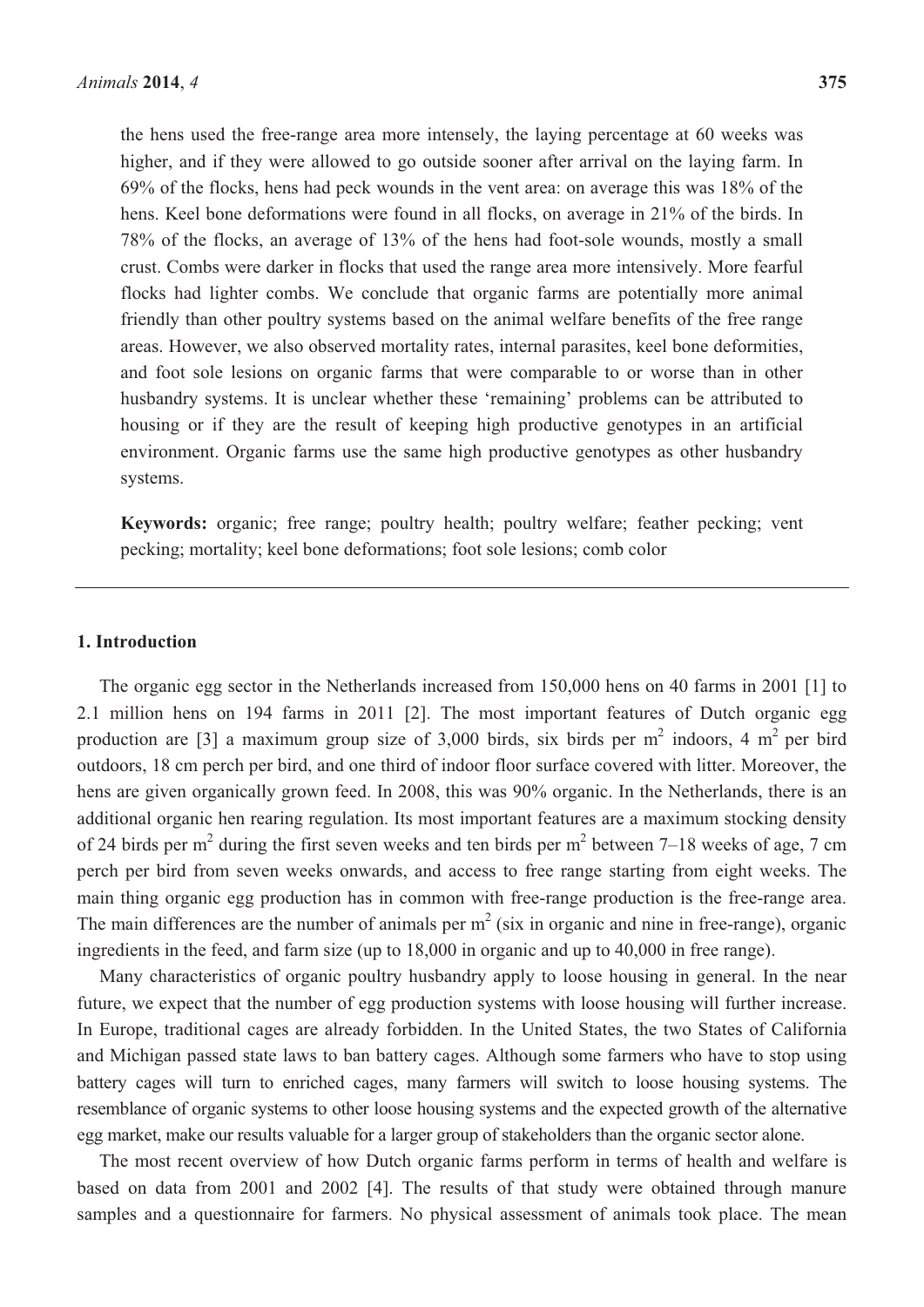the hens used the free-range area more intensely, the laying percentage at 60 weeks was higher, and if they were allowed to go outside sooner after arrival on the laying farm. In 69% of the flocks, hens had peck wounds in the vent area: on average this was 18% of the hens. Keel bone deformations were found in all flocks, on average in 21% of the birds. In 78% of the flocks, an average of 13% of the hens had foot-sole wounds, mostly a small crust. Combs were darker in flocks that used the range area more intensively. More fearful flocks had lighter combs. We conclude that organic farms are potentially more animal friendly than other poultry systems based on the animal welfare benefits of the free range areas. However, we also observed mortality rates, internal parasites, keel bone deformities, and foot sole lesions on organic farms that were comparable to or worse than in other husbandry systems. It is unclear whether these 'remaining' problems can be attributed to housing or if they are the result of keeping high productive genotypes in an artificial environment. Organic farms use the same high productive genotypes as other husbandry systems.

**Keywords:** organic; free range; poultry health; poultry welfare; feather pecking; vent pecking; mortality; keel bone deformations; foot sole lesions; comb color

## 1. Introduction

The organic egg sector in the Netherlands increased from 150,000 hens on 40 farms in 2001 [1] to 2.1 million hens on 194 farms in 2011 [2]. The most important features of Dutch organic egg production are [3] a maximum group size of 3,000 birds, six birds per $m^2$ indoors, 4 $m^2$ per bird outdoors, 18 cm perch per bird, and one third of indoor floor surface covered with litter. Moreover, the hens are given organically grown feed. In 2008, this was 90% organic. In the Netherlands, there is an additional organic hen rearing regulation. Its most important features are a maximum stocking density of 24 birds per $m^2$ during the first seven weeks and ten birds per $m^2$ between 7–18 weeks of age, 7 cm perch per bird from seven weeks onwards, and access to free range starting from eight weeks. The main thing organic egg production has in common with free-range production is the free-range area. The main differences are the number of animals per $m^2$ (six in organic and nine in free-range), organic ingredients in the feed, and farm size (up to 18,000 in organic and up to 40,000 in free range).

Many characteristics of organic poultry husbandry apply to loose housing in general. In the near future, we expect that the number of egg production systems with loose housing will further increase. In Europe, traditional cages are already forbidden. In the United States, the two States of California and Michigan passed state laws to ban battery cages. Although some farmers who have to stop using battery cages will turn to enriched cages, many farmers will switch to loose housing systems. The resemblance of organic systems to other loose housing systems and the expected growth of the alternative egg market, make our results valuable for a larger group of stakeholders than the organic sector alone.

The most recent overview of how Dutch organic farms perform in terms of health and welfare is based on data from 2001 and 2002 [4]. The results of that study were obtained through manure samples and a questionnaire for farmers. No physical assessment of animals took place. The mean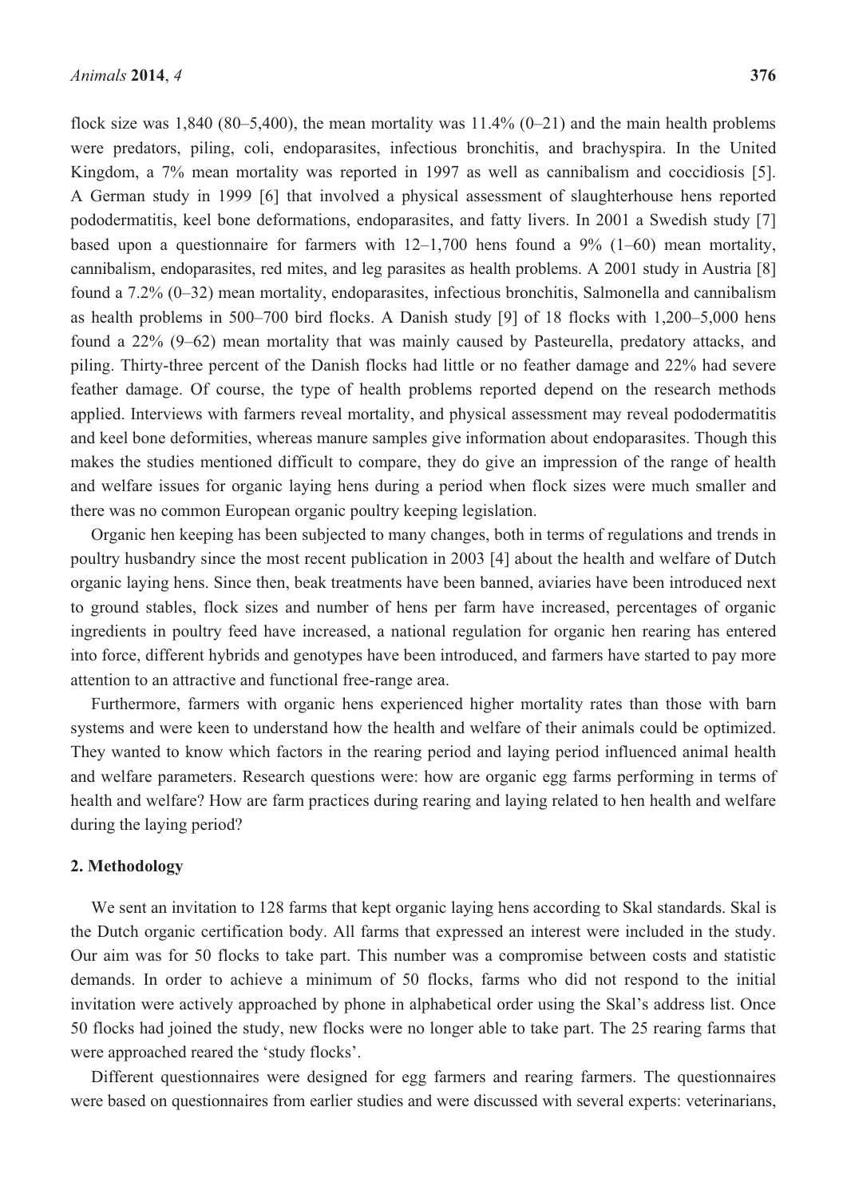flock size was 1,840 (80–5,400), the mean mortality was 11.4% (0–21) and the main health problems were predators, piling, coli, endoparasites, infectious bronchitis, and brachyspira. In the United Kingdom, a 7% mean mortality was reported in 1997 as well as cannibalism and coccidiosis [5]. A German study in 1999 [6] that involved a physical assessment of slaughterhouse hens reported pododermatitis, keel bone deformations, endoparasites, and fatty livers. In 2001 a Swedish study [7] based upon a questionnaire for farmers with 12–1,700 hens found a 9% (1–60) mean mortality, cannibalism, endoparasites, red mites, and leg parasites as health problems. A 2001 study in Austria [8] found a 7.2% (0–32) mean mortality, endoparasites, infectious bronchitis, Salmonella and cannibalism as health problems in 500–700 bird flocks. A Danish study [9] of 18 flocks with 1,200–5,000 hens found a 22% (9–62) mean mortality that was mainly caused by Pasteurella, predatory attacks, and piling. Thirty-three percent of the Danish flocks had little or no feather damage and 22% had severe feather damage. Of course, the type of health problems reported depend on the research methods applied. Interviews with farmers reveal mortality, and physical assessment may reveal pododermatitis and keel bone deformities, whereas manure samples give information about endoparasites. Though this makes the studies mentioned difficult to compare, they do give an impression of the range of health and welfare issues for organic laying hens during a period when flock sizes were much smaller and there was no common European organic poultry keeping legislation.

Organic hen keeping has been subjected to many changes, both in terms of regulations and trends in poultry husbandry since the most recent publication in 2003 [4] about the health and welfare of Dutch organic laying hens. Since then, beak treatments have been banned, aviaries have been introduced next to ground stables, flock sizes and number of hens per farm have increased, percentages of organic ingredients in poultry feed have increased, a national regulation for organic hen rearing has entered into force, different hybrids and genotypes have been introduced, and farmers have started to pay more attention to an attractive and functional free-range area.

Furthermore, farmers with organic hens experienced higher mortality rates than those with barn systems and were keen to understand how the health and welfare of their animals could be optimized. They wanted to know which factors in the rearing period and laying period influenced animal health and welfare parameters. Research questions were: how are organic egg farms performing in terms of health and welfare? How are farm practices during rearing and laying related to hen health and welfare during the laying period?

## 2. Methodology

We sent an invitation to 128 farms that kept organic laying hens according to Skal standards. Skal is the Dutch organic certification body. All farms that expressed an interest were included in the study. Our aim was for 50 flocks to take part. This number was a compromise between costs and statistic demands. In order to achieve a minimum of 50 flocks, farms who did not respond to the initial invitation were actively approached by phone in alphabetical order using the Skal's address list. Once 50 flocks had joined the study, new flocks were no longer able to take part. The 25 rearing farms that were approached reared the 'study flocks'.

Different questionnaires were designed for egg farmers and rearing farmers. The questionnaires were based on questionnaires from earlier studies and were discussed with several experts: veterinarians,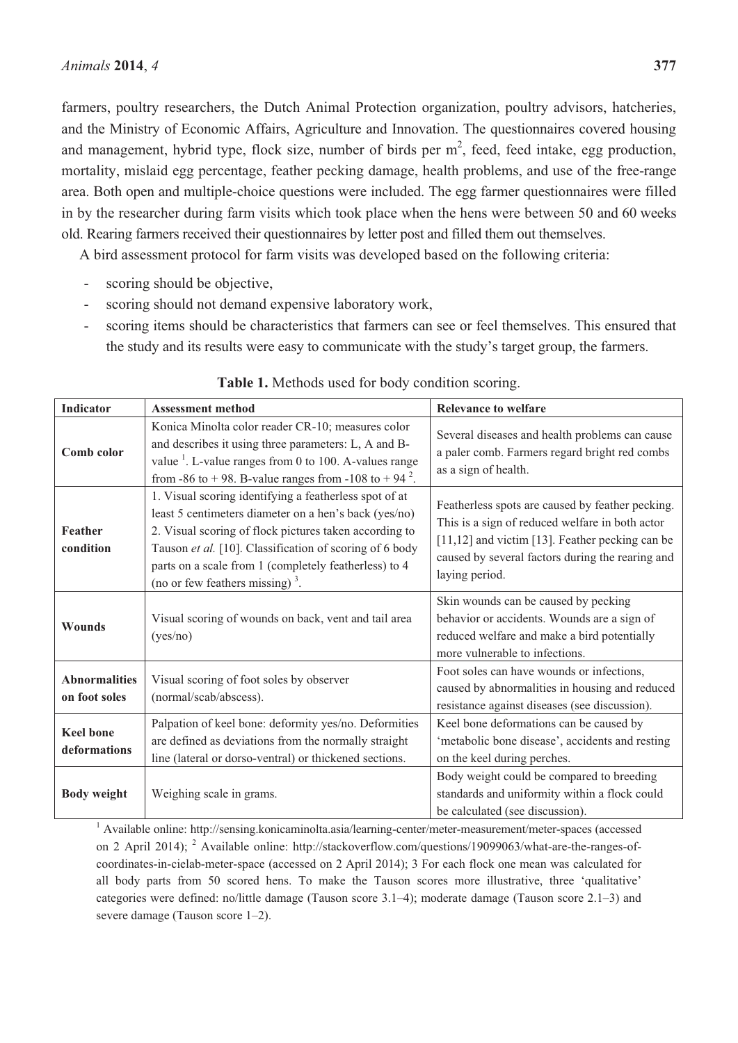farmers, poultry researchers, the Dutch Animal Protection organization, poultry advisors, hatcheries, and the Ministry of Economic Affairs, Agriculture and Innovation. The questionnaires covered housing and management, hybrid type, flock size, number of birds per $m^2$, feed, feed intake, egg production, mortality, mislaid egg percentage, feather pecking damage, health problems, and use of the free-range area. Both open and multiple-choice questions were included. The egg farmer questionnaires were filled in by the researcher during farm visits which took place when the hens were between 50 and 60 weeks old. Rearing farmers received their questionnaires by letter post and filled them out themselves.

A bird assessment protocol for farm visits was developed based on the following criteria:

- scoring should be objective,
- scoring should not demand expensive laboratory work,
- scoring items should be characteristics that farmers can see or feel themselves. This ensured that the study and its results were easy to communicate with the study's target group, the farmers.

**Table 1.** Methods used for body condition scoring.

| Indicator | Assessment method | Relevance to welfare |
|---|---|---|
| **Comb color** | Konica Minolta color reader CR-10; measures color and describes it using three parameters: L, A and B-value [1]. L-value ranges from 0 to 100. A-values range from -86 to + 98. B-value ranges from -108 to + 94 [2]. | Several diseases and health problems can cause a paler comb. Farmers regard bright red combs as a sign of health. |
| **Feather condition** | 1. Visual scoring identifying a featherless spot of at least 5 centimeters diameter on a hen's back (yes/no) 2. Visual scoring of flock pictures taken according to Tauson *et al.* [10]. Classification of scoring of 6 body parts on a scale from 1 (completely featherless) to 4 (no or few feathers missing) [3]. | Featherless spots are caused by feather pecking. This is a sign of reduced welfare in both actor [11,12] and victim [13]. Feather pecking can be caused by several factors during the rearing and laying period. |
| **Wounds** | Visual scoring of wounds on back, vent and tail area (yes/no) | Skin wounds can be caused by pecking behavior or accidents. Wounds are a sign of reduced welfare and make a bird potentially more vulnerable to infections. |
| **Abnormalities on foot soles** | Visual scoring of foot soles by observer (normal/scab/abscess). | Foot soles can have wounds or infections, caused by abnormalities in housing and reduced resistance against diseases (see discussion). |
| **Keel bone deformations** | Palpation of keel bone: deformity yes/no. Deformities are defined as deviations from the normally straight line (lateral or dorso-ventral) or thickened sections. | Keel bone deformations can be caused by 'metabolic bone disease', accidents and resting on the keel during perches. |
| **Body weight** | Weighing scale in grams. | Body weight could be compared to breeding standards and uniformity within a flock could be calculated (see discussion). |

[1] Available online: http://sensing.konicaminolta.asia/learning-center/meter-measurement/meter-spaces (accessed on 2 April 2014); [2] Available online: http://stackoverflow.com/questions/19099063/what-are-the-ranges-of-coordinates-in-cielab-meter-space (accessed on 2 April 2014); 3 For each flock one mean was calculated for all body parts from 50 scored hens. To make the Tauson scores more illustrative, three 'qualitative' categories were defined: no/little damage (Tauson score 3.1–4); moderate damage (Tauson score 2.1–3) and severe damage (Tauson score 1–2).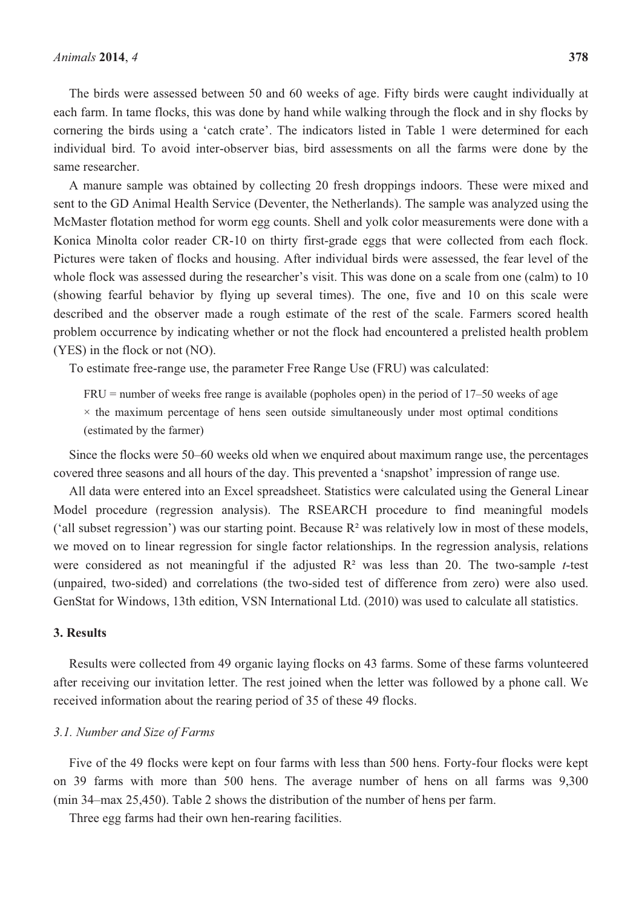The birds were assessed between 50 and 60 weeks of age. Fifty birds were caught individually at each farm. In tame flocks, this was done by hand while walking through the flock and in shy flocks by cornering the birds using a 'catch crate'. The indicators listed in Table 1 were determined for each individual bird. To avoid inter-observer bias, bird assessments on all the farms were done by the same researcher.

A manure sample was obtained by collecting 20 fresh droppings indoors. These were mixed and sent to the GD Animal Health Service (Deventer, the Netherlands). The sample was analyzed using the McMaster flotation method for worm egg counts. Shell and yolk color measurements were done with a Konica Minolta color reader CR-10 on thirty first-grade eggs that were collected from each flock. Pictures were taken of flocks and housing. After individual birds were assessed, the fear level of the whole flock was assessed during the researcher's visit. This was done on a scale from one (calm) to 10 (showing fearful behavior by flying up several times). The one, five and 10 on this scale were described and the observer made a rough estimate of the rest of the scale. Farmers scored health problem occurrence by indicating whether or not the flock had encountered a prelisted health problem (YES) in the flock or not (NO).

To estimate free-range use, the parameter Free Range Use (FRU) was calculated:

> FRU = number of weeks free range is available (popholes open) in the period of 17–50 weeks of age × the maximum percentage of hens seen outside simultaneously under most optimal conditions (estimated by the farmer)

Since the flocks were 50–60 weeks old when we enquired about maximum range use, the percentages covered three seasons and all hours of the day. This prevented a 'snapshot' impression of range use.

All data were entered into an Excel spreadsheet. Statistics were calculated using the General Linear Model procedure (regression analysis). The RSEARCH procedure to find meaningful models ('all subset regression') was our starting point. Because $R^2$ was relatively low in most of these models, we moved on to linear regression for single factor relationships. In the regression analysis, relations were considered as not meaningful if the adjusted $R^2$ was less than 20. The two-sample *t*-test (unpaired, two-sided) and correlations (the two-sided test of difference from zero) were also used. GenStat for Windows, 13th edition, VSN International Ltd. (2010) was used to calculate all statistics.

## 3. Results

Results were collected from 49 organic laying flocks on 43 farms. Some of these farms volunteered after receiving our invitation letter. The rest joined when the letter was followed by a phone call. We received information about the rearing period of 35 of these 49 flocks.

### *3.1. Number and Size of Farms*

Five of the 49 flocks were kept on four farms with less than 500 hens. Forty-four flocks were kept on 39 farms with more than 500 hens. The average number of hens on all farms was 9,300 (min 34–max 25,450). Table 2 shows the distribution of the number of hens per farm.

Three egg farms had their own hen-rearing facilities.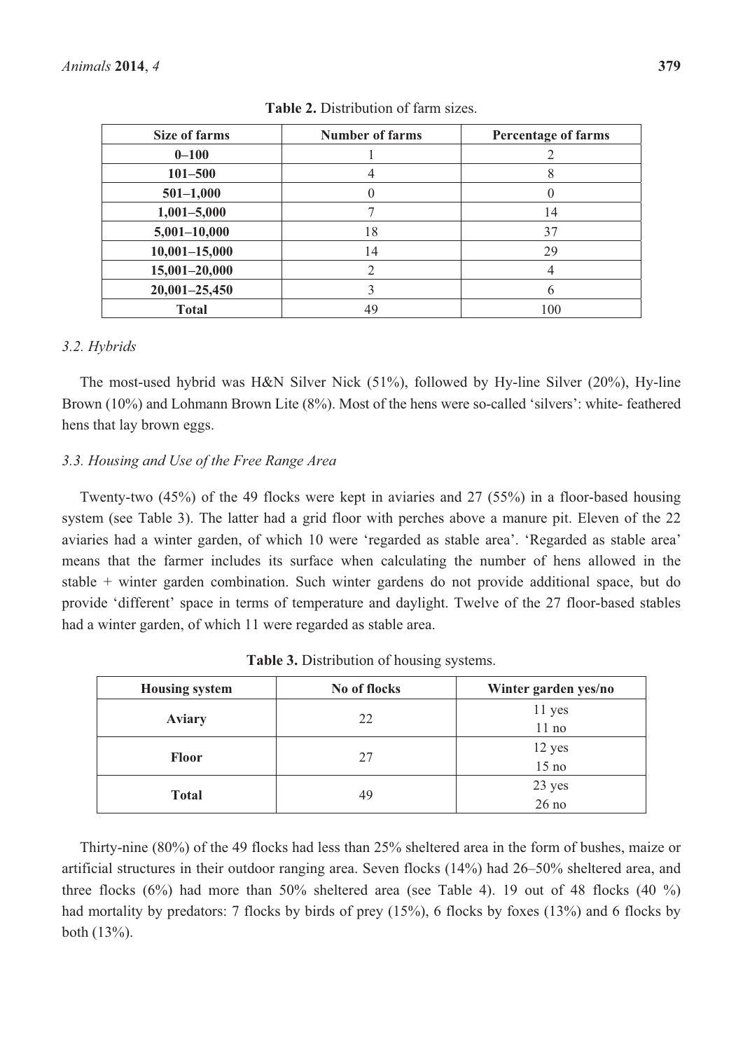**Table 2.** Distribution of farm sizes.

| Size of farms | Number of farms | Percentage of farms |
|---|---|---|
| **0–100** | 1 | 2 |
| **101–500** | 4 | 8 |
| **501–1,000** | 0 | 0 |
| **1,001–5,000** | 7 | 14 |
| **5,001–10,000** | 18 | 37 |
| **10,001–15,000** | 14 | 29 |
| **15,001–20,000** | 2 | 4 |
| **20,001–25,450** | 3 | 6 |
| **Total** | 49 | 100 |

### *3.2. Hybrids*

The most-used hybrid was H&N Silver Nick (51%), followed by Hy-line Silver (20%), Hy-line Brown (10%) and Lohmann Brown Lite (8%). Most of the hens were so-called 'silvers': white- feathered hens that lay brown eggs.

### *3.3. Housing and Use of the Free Range Area*

Twenty-two (45%) of the 49 flocks were kept in aviaries and 27 (55%) in a floor-based housing system (see Table 3). The latter had a grid floor with perches above a manure pit. Eleven of the 22 aviaries had a winter garden, of which 10 were 'regarded as stable area'. 'Regarded as stable area' means that the farmer includes its surface when calculating the number of hens allowed in the stable + winter garden combination. Such winter gardens do not provide additional space, but do provide 'different' space in terms of temperature and daylight. Twelve of the 27 floor-based stables had a winter garden, of which 11 were regarded as stable area.

**Table 3.** Distribution of housing systems.

| Housing system | No of flocks | Winter garden yes/no |
|---|---|---|
| **Aviary** | 22 | 11 yes<br>11 no |
| **Floor** | 27 | 12 yes<br>15 no |
| **Total** | 49 | 23 yes<br>26 no |

Thirty-nine (80%) of the 49 flocks had less than 25% sheltered area in the form of bushes, maize or artificial structures in their outdoor ranging area. Seven flocks (14%) had 26–50% sheltered area, and three flocks (6%) had more than 50% sheltered area (see Table 4). 19 out of 48 flocks (40 %) had mortality by predators: 7 flocks by birds of prey (15%), 6 flocks by foxes (13%) and 6 flocks by both (13%).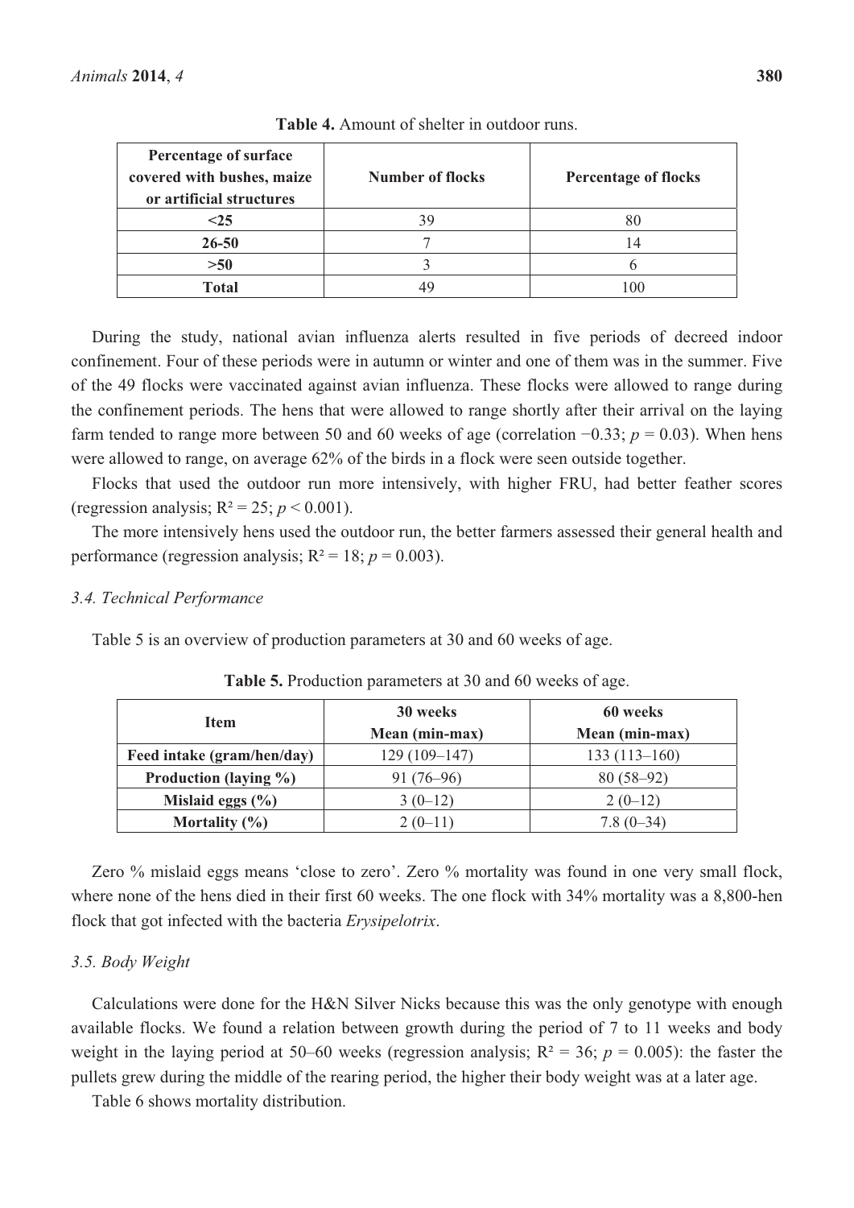**Table 4.** Amount of shelter in outdoor runs.

| Percentage of surface covered with bushes, maize or artificial structures | Number of flocks | Percentage of flocks |
| --- | --- | --- |
| **<25** | 39 | 80 |
| **26-50** | 7 | 14 |
| **>50** | 3 | 6 |
| **Total** | 49 | 100 |

During the study, national avian influenza alerts resulted in five periods of decreed indoor confinement. Four of these periods were in autumn or winter and one of them was in the summer. Five of the 49 flocks were vaccinated against avian influenza. These flocks were allowed to range during the confinement periods. The hens that were allowed to range shortly after their arrival on the laying farm tended to range more between 50 and 60 weeks of age (correlation −0.33; $p = 0.03$). When hens were allowed to range, on average 62% of the birds in a flock were seen outside together.

Flocks that used the outdoor run more intensively, with higher FRU, had better feather scores (regression analysis; $R^2 = 25$; $p < 0.001$).

The more intensively hens used the outdoor run, the better farmers assessed their general health and performance (regression analysis; $R^2 = 18$; $p = 0.003$).

### 3.4. Technical Performance

Table 5 is an overview of production parameters at 30 and 60 weeks of age.

**Table 5.** Production parameters at 30 and 60 weeks of age.

| Item | 30 weeks Mean (min-max) | 60 weeks Mean (min-max) |
| --- | --- | --- |
| **Feed intake (gram/hen/day)** | 129 (109–147) | 133 (113–160) |
| **Production (laying %)** | 91 (76–96) | 80 (58–92) |
| **Mislaid eggs (%)** | 3 (0–12) | 2 (0–12) |
| **Mortality (%)** | 2 (0–11) | 7.8 (0–34) |

Zero % mislaid eggs means 'close to zero'. Zero % mortality was found in one very small flock, where none of the hens died in their first 60 weeks. The one flock with 34% mortality was a 8,800-hen flock that got infected with the bacteria *Erysipelotrix*.

### 3.5. Body Weight

Calculations were done for the H&N Silver Nicks because this was the only genotype with enough available flocks. We found a relation between growth during the period of 7 to 11 weeks and body weight in the laying period at 50–60 weeks (regression analysis; $R^2 = 36$; $p = 0.005$): the faster the pullets grew during the middle of the rearing period, the higher their body weight was at a later age.

Table 6 shows mortality distribution.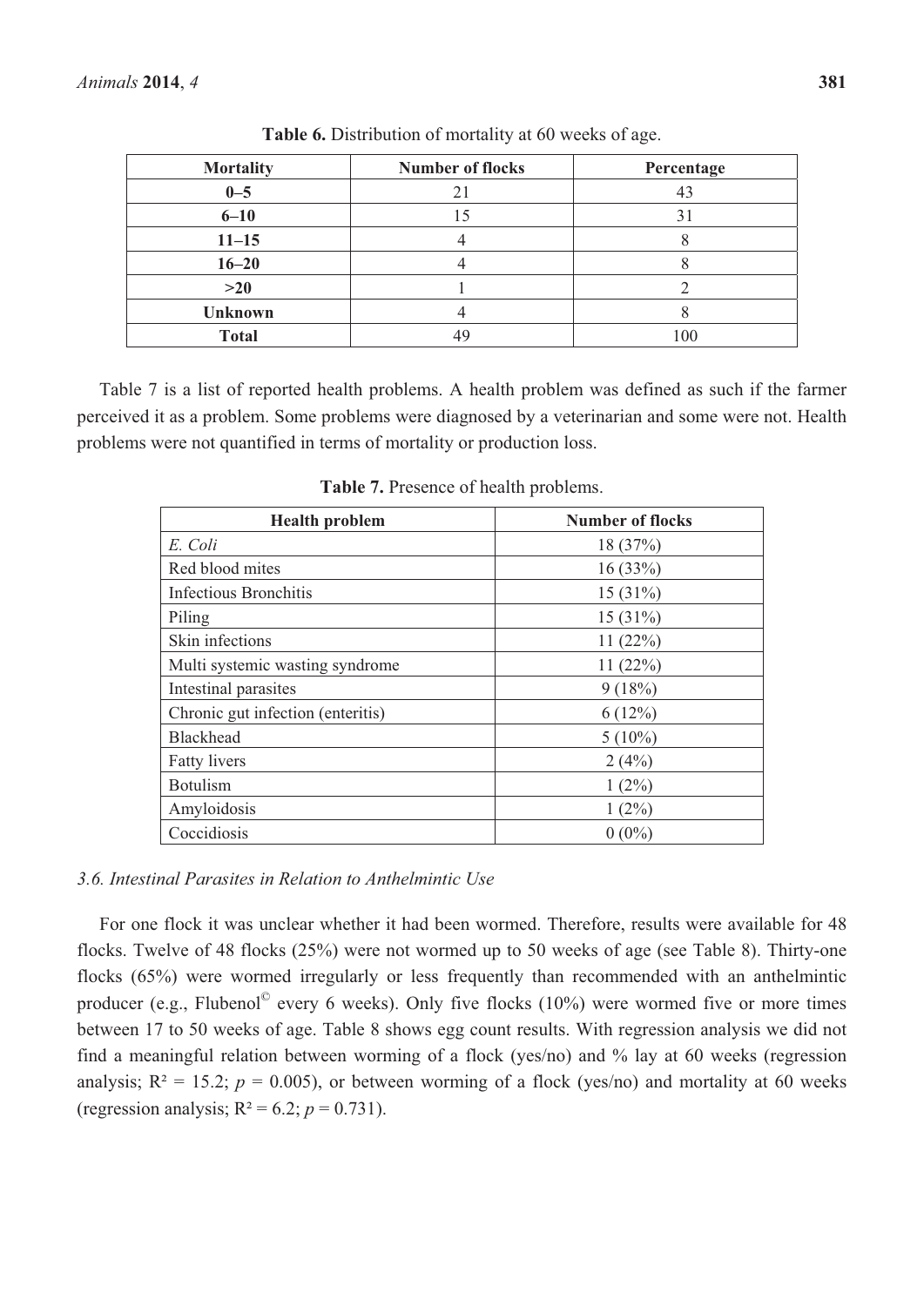**Table 6.** Distribution of mortality at 60 weeks of age.

| **Mortality** | **Number of flocks** | **Percentage** |
|---|---|---|
| **0–5** | 21 | 43 |
| **6–10** | 15 | 31 |
| **11–15** | 4 | 8 |
| **16–20** | 4 | 8 |
| **>20** | 1 | 2 |
| **Unknown** | 4 | 8 |
| **Total** | 49 | 100 |

Table 7 is a list of reported health problems. A health problem was defined as such if the farmer perceived it as a problem. Some problems were diagnosed by a veterinarian and some were not. Health problems were not quantified in terms of mortality or production loss.

**Table 7.** Presence of health problems.

| **Health problem** | **Number of flocks** |
|---|---|
| *E. Coli* | 18 (37%) |
| Red blood mites | 16 (33%) |
| Infectious Bronchitis | 15 (31%) |
| Piling | 15 (31%) |
| Skin infections | 11 (22%) |
| Multi systemic wasting syndrome | 11 (22%) |
| Intestinal parasites | 9 (18%) |
| Chronic gut infection (enteritis) | 6 (12%) |
| Blackhead | 5 (10%) |
| Fatty livers | 2 (4%) |
| Botulism | 1 (2%) |
| Amyloidosis | 1 (2%) |
| Coccidiosis | 0 (0%) |

### *3.6. Intestinal Parasites in Relation to Anthelmintic Use*

For one flock it was unclear whether it had been wormed. Therefore, results were available for 48 flocks. Twelve of 48 flocks (25%) were not wormed up to 50 weeks of age (see Table 8). Thirty-one flocks (65%) were wormed irregularly or less frequently than recommended with an anthelmintic producer (e.g., Flubenol© every 6 weeks). Only five flocks (10%) were wormed five or more times between 17 to 50 weeks of age. Table 8 shows egg count results. With regression analysis we did not find a meaningful relation between worming of a flock (yes/no) and % lay at 60 weeks (regression analysis; $R^2 = 15.2$; $p = 0.005$), or between worming of a flock (yes/no) and mortality at 60 weeks (regression analysis; $R^2 = 6.2$; $p = 0.731$).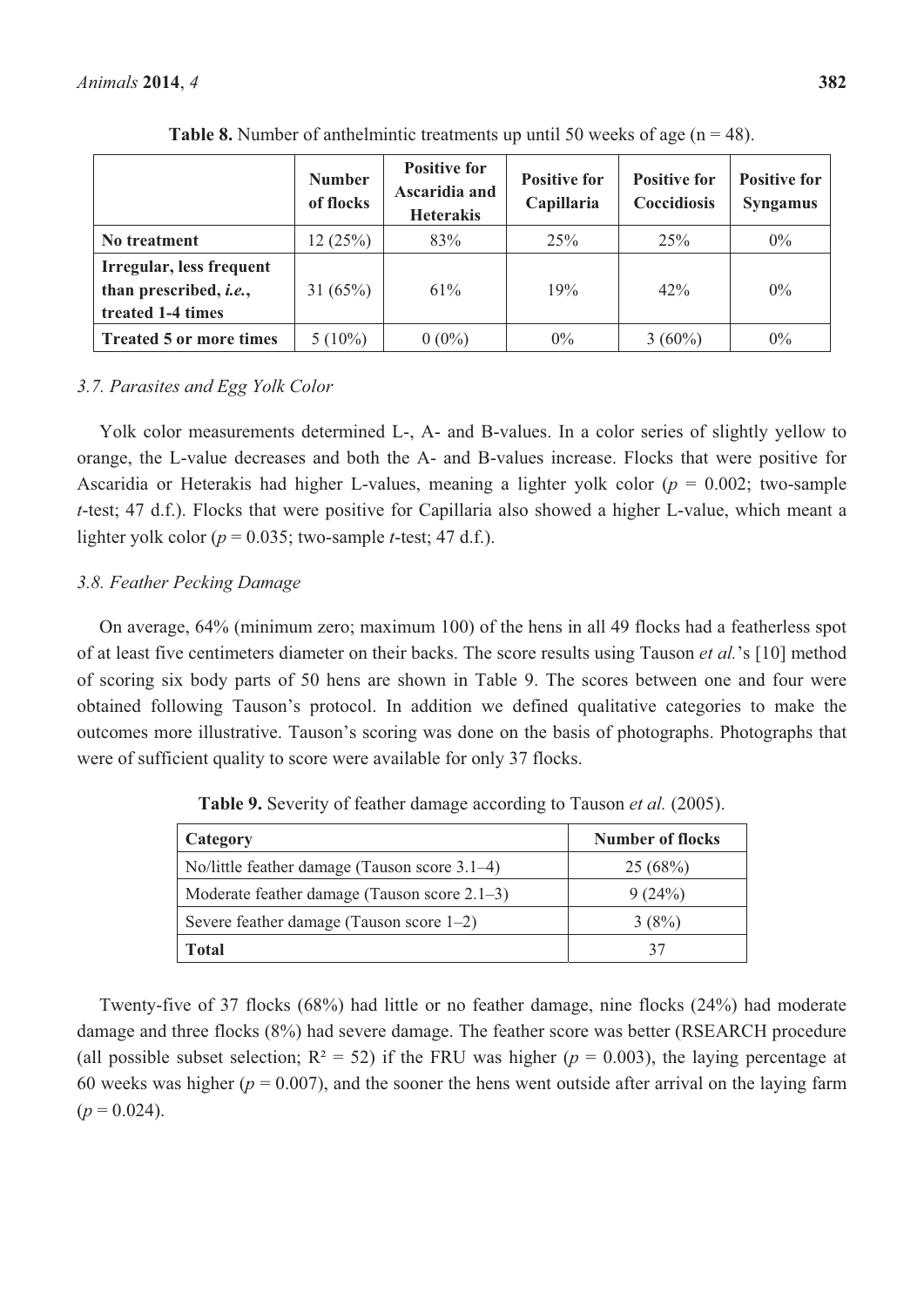**Table 8.** Number of anthelmintic treatments up until 50 weeks of age (n = 48).

| | Number of flocks | Positive for Ascaridia and Heterakis | Positive for Capillaria | Positive for Coccidiosis | Positive for Syngamus |
|---|---|---|---|---|---|
| **No treatment** | 12 (25%) | 83% | 25% | 25% | 0% |
| **Irregular, less frequent than prescribed, *i.e.*, treated 1-4 times** | 31 (65%) | 61% | 19% | 42% | 0% |
| **Treated 5 or more times** | 5 (10%) | 0 (0%) | 0% | 3 (60%) | 0% |

### *3.7. Parasites and Egg Yolk Color*

Yolk color measurements determined L-, A- and B-values. In a color series of slightly yellow to orange, the L-value decreases and both the A- and B-values increase. Flocks that were positive for Ascaridia or Heterakis had higher L-values, meaning a lighter yolk color ($p = 0.002$; two-sample *t*-test; 47 d.f.). Flocks that were positive for Capillaria also showed a higher L-value, which meant a lighter yolk color ($p = 0.035$; two-sample *t*-test; 47 d.f.).

### *3.8. Feather Pecking Damage*

On average, 64% (minimum zero; maximum 100) of the hens in all 49 flocks had a featherless spot of at least five centimeters diameter on their backs. The score results using Tauson *et al.*'s [10] method of scoring six body parts of 50 hens are shown in Table 9. The scores between one and four were obtained following Tauson's protocol. In addition we defined qualitative categories to make the outcomes more illustrative. Tauson's scoring was done on the basis of photographs. Photographs that were of sufficient quality to score were available for only 37 flocks.

**Table 9.** Severity of feather damage according to Tauson *et al.* (2005).

| Category | Number of flocks |
|---|---|
| No/little feather damage (Tauson score 3.1–4) | 25 (68%) |
| Moderate feather damage (Tauson score 2.1–3) | 9 (24%) |
| Severe feather damage (Tauson score 1–2) | 3 (8%) |
| **Total** | 37 |

Twenty-five of 37 flocks (68%) had little or no feather damage, nine flocks (24%) had moderate damage and three flocks (8%) had severe damage. The feather score was better (RSEARCH procedure (all possible subset selection; $R^2 = 52$) if the FRU was higher ($p = 0.003$), the laying percentage at 60 weeks was higher ($p = 0.007$), and the sooner the hens went outside after arrival on the laying farm ($p = 0.024$).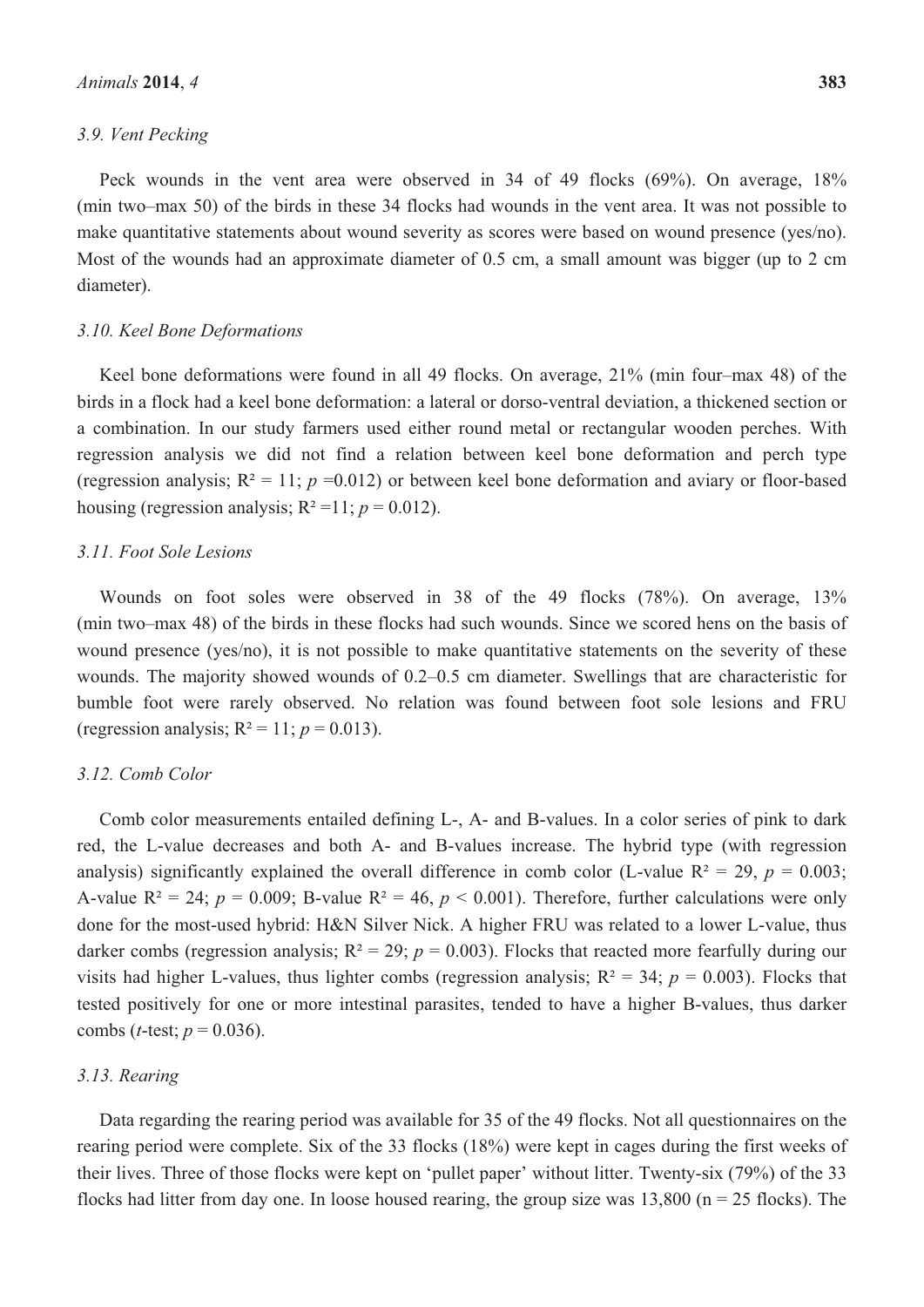### 3.9. Vent Pecking

Peck wounds in the vent area were observed in 34 of 49 flocks (69%). On average, 18% (min two–max 50) of the birds in these 34 flocks had wounds in the vent area. It was not possible to make quantitative statements about wound severity as scores were based on wound presence (yes/no). Most of the wounds had an approximate diameter of 0.5 cm, a small amount was bigger (up to 2 cm diameter).

### 3.10. Keel Bone Deformations

Keel bone deformations were found in all 49 flocks. On average, 21% (min four–max 48) of the birds in a flock had a keel bone deformation: a lateral or dorso-ventral deviation, a thickened section or a combination. In our study farmers used either round metal or rectangular wooden perches. With regression analysis we did not find a relation between keel bone deformation and perch type (regression analysis; $R^2 = 11$; $p = 0.012$) or between keel bone deformation and aviary or floor-based housing (regression analysis; $R^2 = 11$; $p = 0.012$).

### 3.11. Foot Sole Lesions

Wounds on foot soles were observed in 38 of the 49 flocks (78%). On average, 13% (min two–max 48) of the birds in these flocks had such wounds. Since we scored hens on the basis of wound presence (yes/no), it is not possible to make quantitative statements on the severity of these wounds. The majority showed wounds of 0.2–0.5 cm diameter. Swellings that are characteristic for bumble foot were rarely observed. No relation was found between foot sole lesions and FRU (regression analysis; $R^2 = 11$; $p = 0.013$).

### 3.12. Comb Color

Comb color measurements entailed defining L-, A- and B-values. In a color series of pink to dark red, the L-value decreases and both A- and B-values increase. The hybrid type (with regression analysis) significantly explained the overall difference in comb color (L-value $R^2 = 29$, $p = 0.003$; A-value $R^2 = 24$; $p = 0.009$; B-value $R^2 = 46$, $p < 0.001$). Therefore, further calculations were only done for the most-used hybrid: H&N Silver Nick. A higher FRU was related to a lower L-value, thus darker combs (regression analysis; $R^2 = 29$; $p = 0.003$). Flocks that reacted more fearfully during our visits had higher L-values, thus lighter combs (regression analysis; $R^2 = 34$; $p = 0.003$). Flocks that tested positively for one or more intestinal parasites, tended to have a higher B-values, thus darker combs (*t*-test; $p = 0.036$).

### 3.13. Rearing

Data regarding the rearing period was available for 35 of the 49 flocks. Not all questionnaires on the rearing period were complete. Six of the 33 flocks (18%) were kept in cages during the first weeks of their lives. Three of those flocks were kept on 'pullet paper' without litter. Twenty-six (79%) of the 33 flocks had litter from day one. In loose housed rearing, the group size was 13,800 (n = 25 flocks). The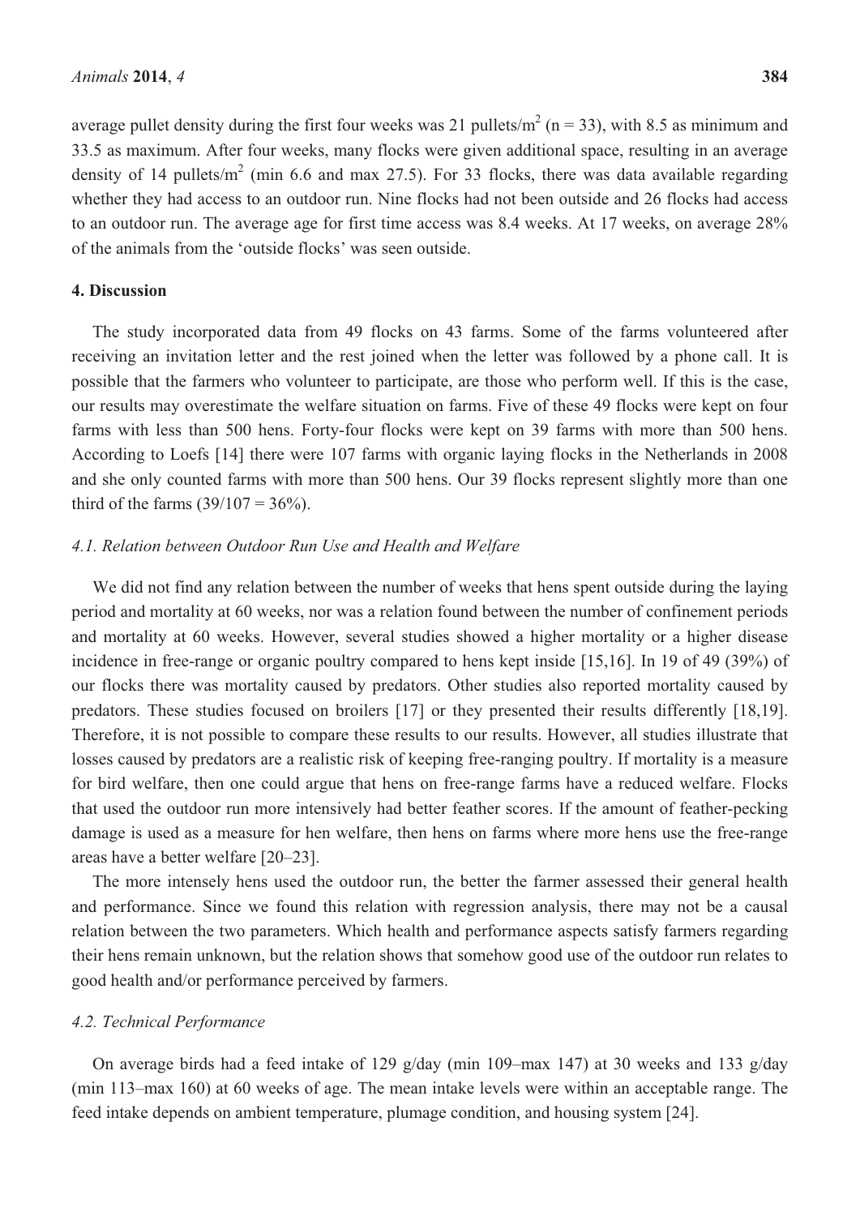average pullet density during the first four weeks was 21 pullets/m$^2$ (n = 33), with 8.5 as minimum and 33.5 as maximum. After four weeks, many flocks were given additional space, resulting in an average density of 14 pullets/m$^2$ (min 6.6 and max 27.5). For 33 flocks, there was data available regarding whether they had access to an outdoor run. Nine flocks had not been outside and 26 flocks had access to an outdoor run. The average age for first time access was 8.4 weeks. At 17 weeks, on average 28% of the animals from the 'outside flocks' was seen outside.

## 4. Discussion

The study incorporated data from 49 flocks on 43 farms. Some of the farms volunteered after receiving an invitation letter and the rest joined when the letter was followed by a phone call. It is possible that the farmers who volunteer to participate, are those who perform well. If this is the case, our results may overestimate the welfare situation on farms. Five of these 49 flocks were kept on four farms with less than 500 hens. Forty-four flocks were kept on 39 farms with more than 500 hens. According to Loefs [14] there were 107 farms with organic laying flocks in the Netherlands in 2008 and she only counted farms with more than 500 hens. Our 39 flocks represent slightly more than one third of the farms (39/107 = 36%).

### *4.1. Relation between Outdoor Run Use and Health and Welfare*

We did not find any relation between the number of weeks that hens spent outside during the laying period and mortality at 60 weeks, nor was a relation found between the number of confinement periods and mortality at 60 weeks. However, several studies showed a higher mortality or a higher disease incidence in free-range or organic poultry compared to hens kept inside [15,16]. In 19 of 49 (39%) of our flocks there was mortality caused by predators. Other studies also reported mortality caused by predators. These studies focused on broilers [17] or they presented their results differently [18,19]. Therefore, it is not possible to compare these results to our results. However, all studies illustrate that losses caused by predators are a realistic risk of keeping free-ranging poultry. If mortality is a measure for bird welfare, then one could argue that hens on free-range farms have a reduced welfare. Flocks that used the outdoor run more intensively had better feather scores. If the amount of feather-pecking damage is used as a measure for hen welfare, then hens on farms where more hens use the free-range areas have a better welfare [20–23].

The more intensely hens used the outdoor run, the better the farmer assessed their general health and performance. Since we found this relation with regression analysis, there may not be a causal relation between the two parameters. Which health and performance aspects satisfy farmers regarding their hens remain unknown, but the relation shows that somehow good use of the outdoor run relates to good health and/or performance perceived by farmers.

### *4.2. Technical Performance*

On average birds had a feed intake of 129 g/day (min 109–max 147) at 30 weeks and 133 g/day (min 113–max 160) at 60 weeks of age. The mean intake levels were within an acceptable range. The feed intake depends on ambient temperature, plumage condition, and housing system [24].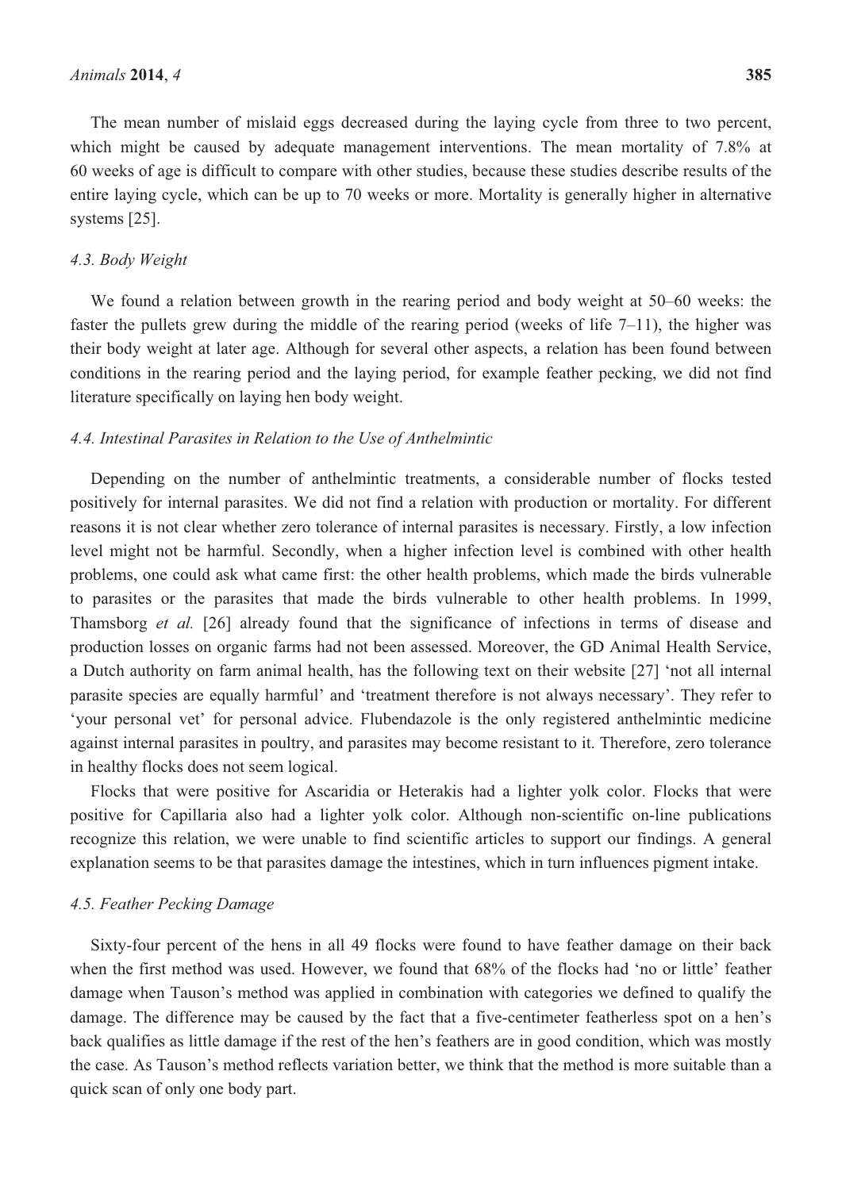The mean number of mislaid eggs decreased during the laying cycle from three to two percent, which might be caused by adequate management interventions. The mean mortality of 7.8% at 60 weeks of age is difficult to compare with other studies, because these studies describe results of the entire laying cycle, which can be up to 70 weeks or more. Mortality is generally higher in alternative systems [25].

### *4.3. Body Weight*

We found a relation between growth in the rearing period and body weight at 50–60 weeks: the faster the pullets grew during the middle of the rearing period (weeks of life 7–11), the higher was their body weight at later age. Although for several other aspects, a relation has been found between conditions in the rearing period and the laying period, for example feather pecking, we did not find literature specifically on laying hen body weight.

### *4.4. Intestinal Parasites in Relation to the Use of Anthelmintic*

Depending on the number of anthelmintic treatments, a considerable number of flocks tested positively for internal parasites. We did not find a relation with production or mortality. For different reasons it is not clear whether zero tolerance of internal parasites is necessary. Firstly, a low infection level might not be harmful. Secondly, when a higher infection level is combined with other health problems, one could ask what came first: the other health problems, which made the birds vulnerable to parasites or the parasites that made the birds vulnerable to other health problems. In 1999, Thamsborg *et al.* [26] already found that the significance of infections in terms of disease and production losses on organic farms had not been assessed. Moreover, the GD Animal Health Service, a Dutch authority on farm animal health, has the following text on their website [27] 'not all internal parasite species are equally harmful' and 'treatment therefore is not always necessary'. They refer to 'your personal vet' for personal advice. Flubendazole is the only registered anthelmintic medicine against internal parasites in poultry, and parasites may become resistant to it. Therefore, zero tolerance in healthy flocks does not seem logical.

Flocks that were positive for Ascaridia or Heterakis had a lighter yolk color. Flocks that were positive for Capillaria also had a lighter yolk color. Although non-scientific on-line publications recognize this relation, we were unable to find scientific articles to support our findings. A general explanation seems to be that parasites damage the intestines, which in turn influences pigment intake.

### *4.5. Feather Pecking Damage*

Sixty-four percent of the hens in all 49 flocks were found to have feather damage on their back when the first method was used. However, we found that 68% of the flocks had 'no or little' feather damage when Tauson's method was applied in combination with categories we defined to qualify the damage. The difference may be caused by the fact that a five-centimeter featherless spot on a hen's back qualifies as little damage if the rest of the hen's feathers are in good condition, which was mostly the case. As Tauson's method reflects variation better, we think that the method is more suitable than a quick scan of only one body part.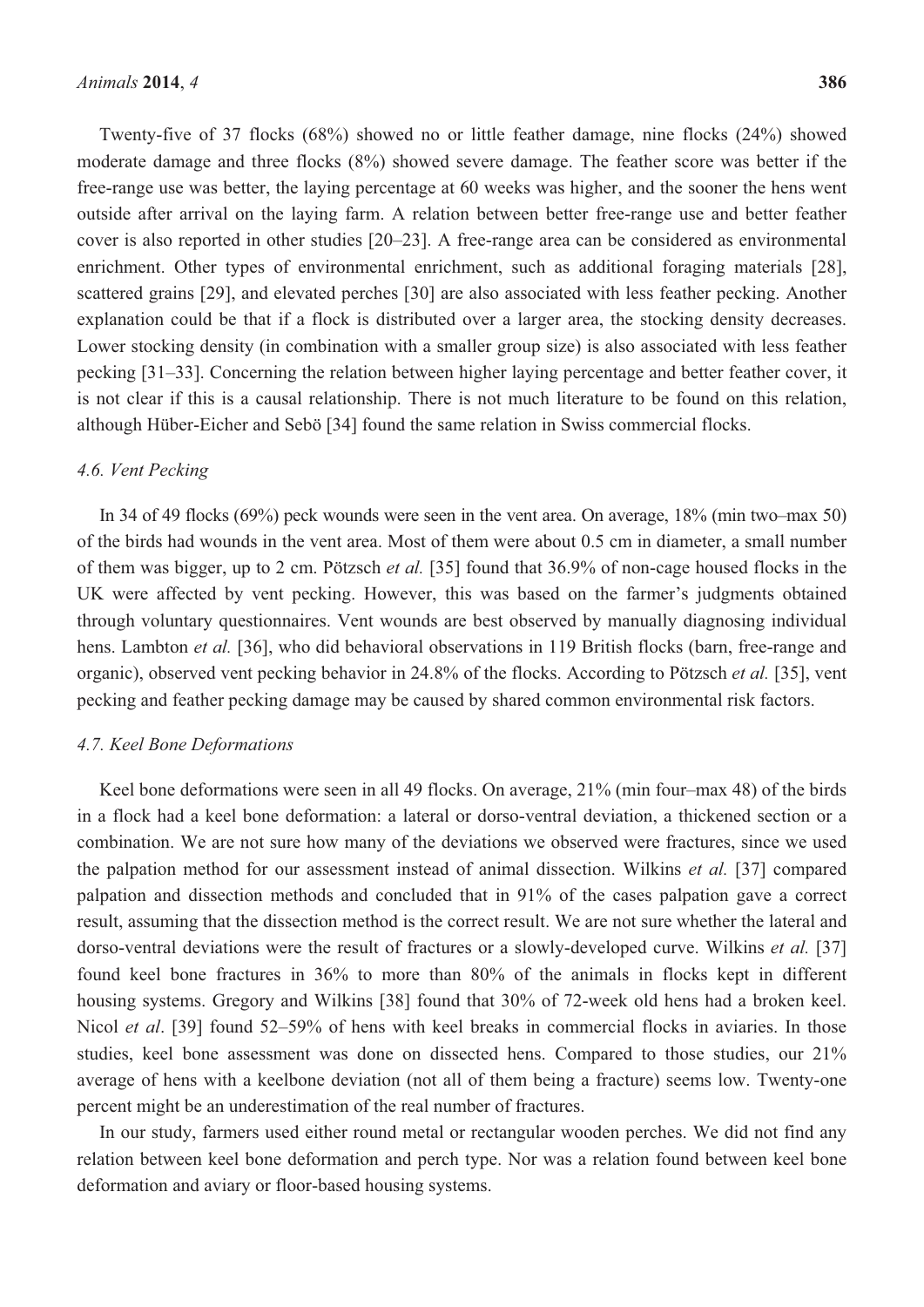Twenty-five of 37 flocks (68%) showed no or little feather damage, nine flocks (24%) showed moderate damage and three flocks (8%) showed severe damage. The feather score was better if the free-range use was better, the laying percentage at 60 weeks was higher, and the sooner the hens went outside after arrival on the laying farm. A relation between better free-range use and better feather cover is also reported in other studies [20–23]. A free-range area can be considered as environmental enrichment. Other types of environmental enrichment, such as additional foraging materials [28], scattered grains [29], and elevated perches [30] are also associated with less feather pecking. Another explanation could be that if a flock is distributed over a larger area, the stocking density decreases. Lower stocking density (in combination with a smaller group size) is also associated with less feather pecking [31–33]. Concerning the relation between higher laying percentage and better feather cover, it is not clear if this is a causal relationship. There is not much literature to be found on this relation, although Hüber-Eicher and Sebö [34] found the same relation in Swiss commercial flocks.

### 4.6. Vent Pecking

In 34 of 49 flocks (69%) peck wounds were seen in the vent area. On average, 18% (min two–max 50) of the birds had wounds in the vent area. Most of them were about 0.5 cm in diameter, a small number of them was bigger, up to 2 cm. Pötzsch *et al.* [35] found that 36.9% of non-cage housed flocks in the UK were affected by vent pecking. However, this was based on the farmer's judgments obtained through voluntary questionnaires. Vent wounds are best observed by manually diagnosing individual hens. Lambton *et al.* [36], who did behavioral observations in 119 British flocks (barn, free-range and organic), observed vent pecking behavior in 24.8% of the flocks. According to Pötzsch *et al.* [35], vent pecking and feather pecking damage may be caused by shared common environmental risk factors.

### 4.7. Keel Bone Deformations

Keel bone deformations were seen in all 49 flocks. On average, 21% (min four–max 48) of the birds in a flock had a keel bone deformation: a lateral or dorso-ventral deviation, a thickened section or a combination. We are not sure how many of the deviations we observed were fractures, since we used the palpation method for our assessment instead of animal dissection. Wilkins *et al.* [37] compared palpation and dissection methods and concluded that in 91% of the cases palpation gave a correct result, assuming that the dissection method is the correct result. We are not sure whether the lateral and dorso-ventral deviations were the result of fractures or a slowly-developed curve. Wilkins *et al.* [37] found keel bone fractures in 36% to more than 80% of the animals in flocks kept in different housing systems. Gregory and Wilkins [38] found that 30% of 72-week old hens had a broken keel. Nicol *et al*. [39] found 52–59% of hens with keel breaks in commercial flocks in aviaries. In those studies, keel bone assessment was done on dissected hens. Compared to those studies, our 21% average of hens with a keelbone deviation (not all of them being a fracture) seems low. Twenty-one percent might be an underestimation of the real number of fractures.

In our study, farmers used either round metal or rectangular wooden perches. We did not find any relation between keel bone deformation and perch type. Nor was a relation found between keel bone deformation and aviary or floor-based housing systems.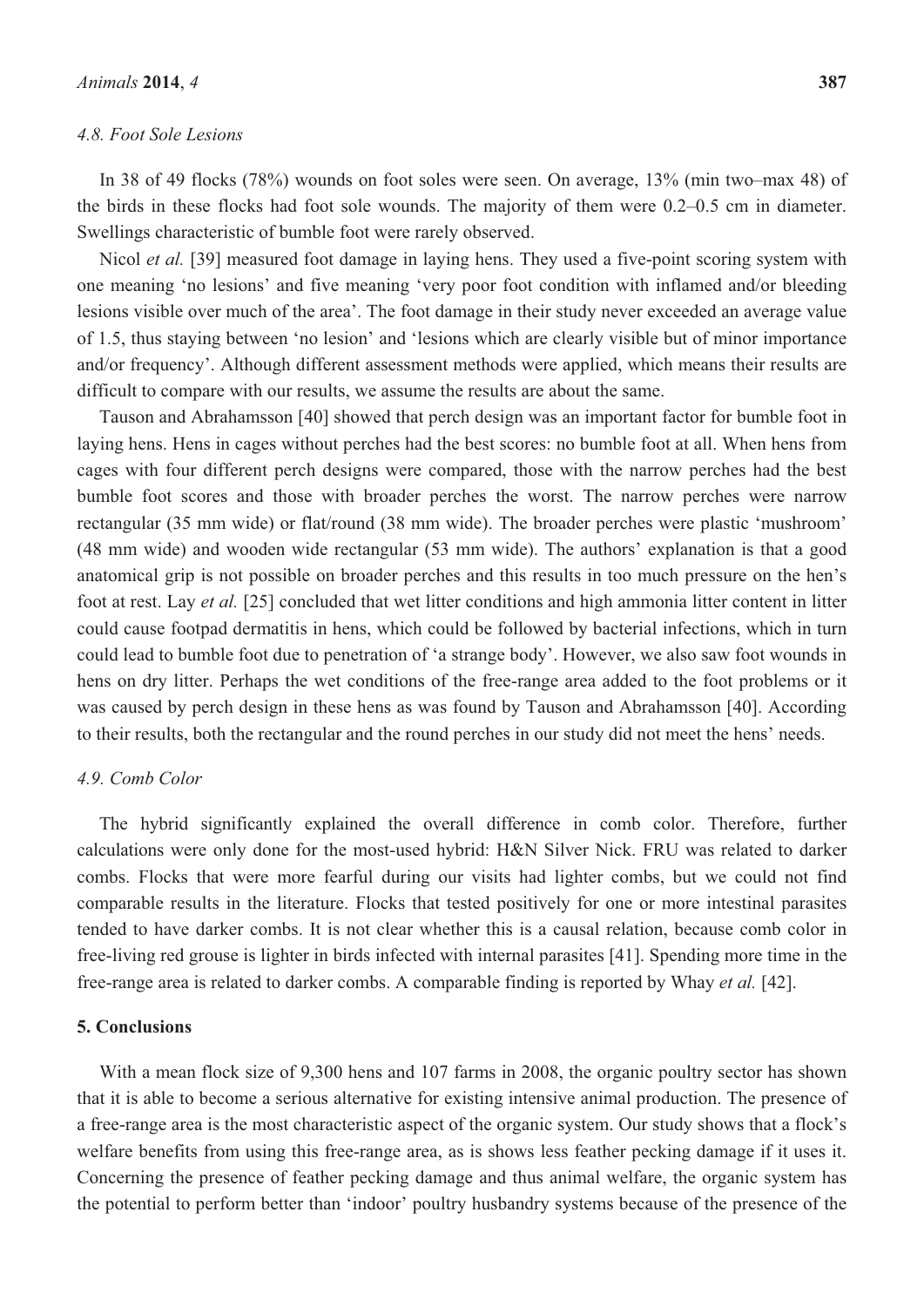### 4.8. Foot Sole Lesions

In 38 of 49 flocks (78%) wounds on foot soles were seen. On average, 13% (min two–max 48) of the birds in these flocks had foot sole wounds. The majority of them were 0.2–0.5 cm in diameter. Swellings characteristic of bumble foot were rarely observed.

Nicol *et al.* [39] measured foot damage in laying hens. They used a five-point scoring system with one meaning 'no lesions' and five meaning 'very poor foot condition with inflamed and/or bleeding lesions visible over much of the area'. The foot damage in their study never exceeded an average value of 1.5, thus staying between 'no lesion' and 'lesions which are clearly visible but of minor importance and/or frequency'. Although different assessment methods were applied, which means their results are difficult to compare with our results, we assume the results are about the same.

Tauson and Abrahamsson [40] showed that perch design was an important factor for bumble foot in laying hens. Hens in cages without perches had the best scores: no bumble foot at all. When hens from cages with four different perch designs were compared, those with the narrow perches had the best bumble foot scores and those with broader perches the worst. The narrow perches were narrow rectangular (35 mm wide) or flat/round (38 mm wide). The broader perches were plastic 'mushroom' (48 mm wide) and wooden wide rectangular (53 mm wide). The authors' explanation is that a good anatomical grip is not possible on broader perches and this results in too much pressure on the hen's foot at rest. Lay *et al.* [25] concluded that wet litter conditions and high ammonia litter content in litter could cause footpad dermatitis in hens, which could be followed by bacterial infections, which in turn could lead to bumble foot due to penetration of 'a strange body'. However, we also saw foot wounds in hens on dry litter. Perhaps the wet conditions of the free-range area added to the foot problems or it was caused by perch design in these hens as was found by Tauson and Abrahamsson [40]. According to their results, both the rectangular and the round perches in our study did not meet the hens' needs.

### 4.9. Comb Color

The hybrid significantly explained the overall difference in comb color. Therefore, further calculations were only done for the most-used hybrid: H&N Silver Nick. FRU was related to darker combs. Flocks that were more fearful during our visits had lighter combs, but we could not find comparable results in the literature. Flocks that tested positively for one or more intestinal parasites tended to have darker combs. It is not clear whether this is a causal relation, because comb color in free-living red grouse is lighter in birds infected with internal parasites [41]. Spending more time in the free-range area is related to darker combs. A comparable finding is reported by Whay *et al.* [42].

## 5. Conclusions

With a mean flock size of 9,300 hens and 107 farms in 2008, the organic poultry sector has shown that it is able to become a serious alternative for existing intensive animal production. The presence of a free-range area is the most characteristic aspect of the organic system. Our study shows that a flock's welfare benefits from using this free-range area, as is shows less feather pecking damage if it uses it. Concerning the presence of feather pecking damage and thus animal welfare, the organic system has the potential to perform better than 'indoor' poultry husbandry systems because of the presence of the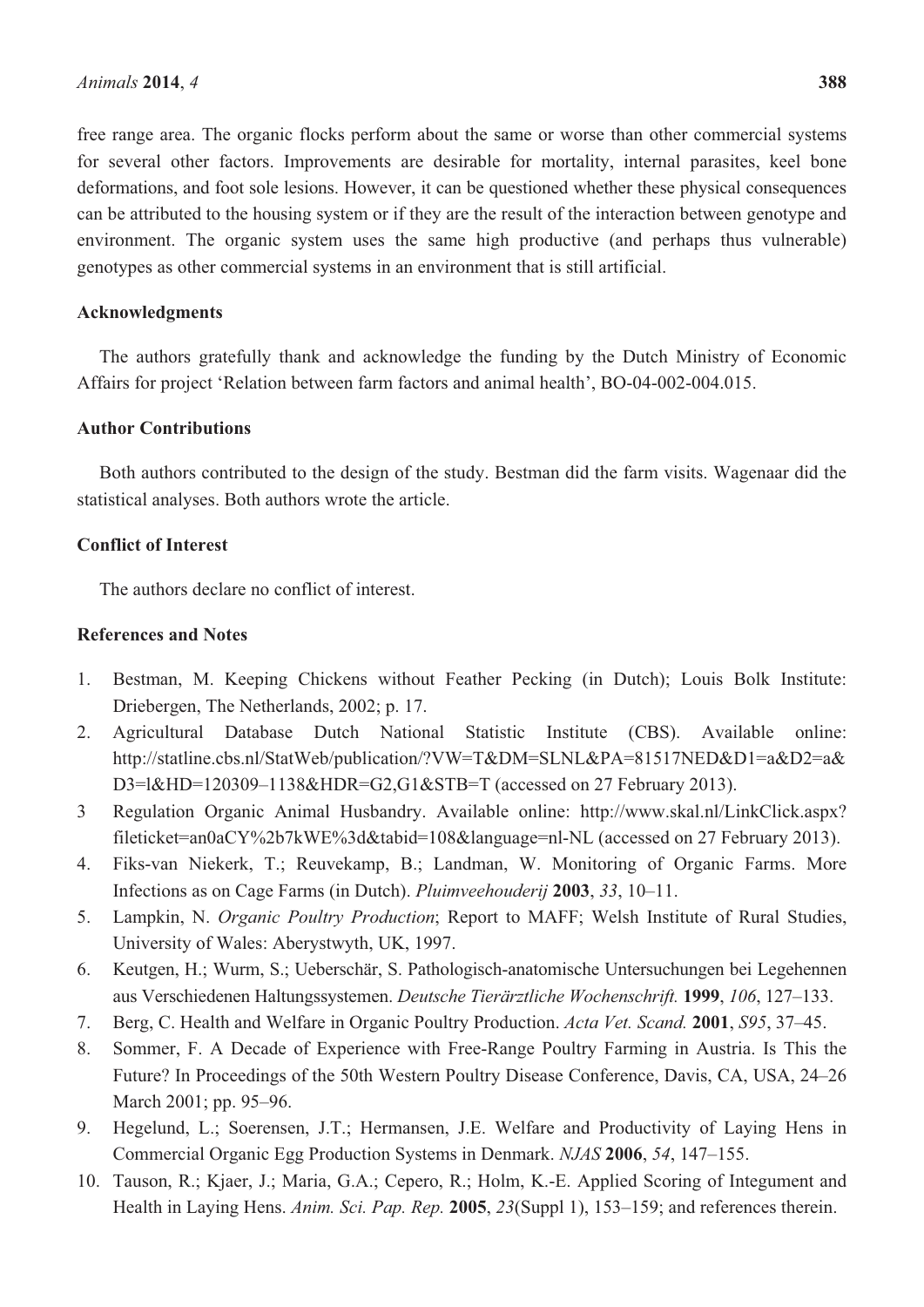free range area. The organic flocks perform about the same or worse than other commercial systems for several other factors. Improvements are desirable for mortality, internal parasites, keel bone deformations, and foot sole lesions. However, it can be questioned whether these physical consequences can be attributed to the housing system or if they are the result of the interaction between genotype and environment. The organic system uses the same high productive (and perhaps thus vulnerable) genotypes as other commercial systems in an environment that is still artificial.

## Acknowledgments

The authors gratefully thank and acknowledge the funding by the Dutch Ministry of Economic Affairs for project 'Relation between farm factors and animal health', BO-04-002-004.015.

## Author Contributions

Both authors contributed to the design of the study. Bestman did the farm visits. Wagenaar did the statistical analyses. Both authors wrote the article.

## Conflict of Interest

The authors declare no conflict of interest.

## References and Notes

1. Bestman, M. Keeping Chickens without Feather Pecking (in Dutch); Louis Bolk Institute: Driebergen, The Netherlands, 2002; p. 17.
2. Agricultural Database Dutch National Statistic Institute (CBS). Available online: http://statline.cbs.nl/StatWeb/publication/?VW=T&DM=SLNL&PA=81517NED&D1=a&D2=a&D3=l&HD=120309–1138&HDR=G2,G1&STB=T (accessed on 27 February 2013).
3. Regulation Organic Animal Husbandry. Available online: http://www.skal.nl/LinkClick.aspx?fileticket=an0aCY%2b7kWE%3d&tabid=108&language=nl-NL (accessed on 27 February 2013).
4. Fiks-van Niekerk, T.; Reuvekamp, B.; Landman, W. Monitoring of Organic Farms. More Infections as on Cage Farms (in Dutch). *Pluimveehouderij* **2003**, *33*, 10–11.
5. Lampkin, N. *Organic Poultry Production*; Report to MAFF; Welsh Institute of Rural Studies, University of Wales: Aberystwyth, UK, 1997.
6. Keutgen, H.; Wurm, S.; Ueberschär, S. Pathologisch-anatomische Untersuchungen bei Legehennen aus Verschiedenen Haltungssystemen. *Deutsche Tierärztliche Wochenschrift.* **1999**, *106*, 127–133.
7. Berg, C. Health and Welfare in Organic Poultry Production. *Acta Vet. Scand.* **2001**, *S95*, 37–45.
8. Sommer, F. A Decade of Experience with Free-Range Poultry Farming in Austria. Is This the Future? In Proceedings of the 50th Western Poultry Disease Conference, Davis, CA, USA, 24–26 March 2001; pp. 95–96.
9. Hegelund, L.; Soerensen, J.T.; Hermansen, J.E. Welfare and Productivity of Laying Hens in Commercial Organic Egg Production Systems in Denmark. *NJAS* **2006**, *54*, 147–155.
10. Tauson, R.; Kjaer, J.; Maria, G.A.; Cepero, R.; Holm, K.-E. Applied Scoring of Integument and Health in Laying Hens. *Anim. Sci. Pap. Rep.* **2005**, *23*(Suppl 1), 153–159; and references therein.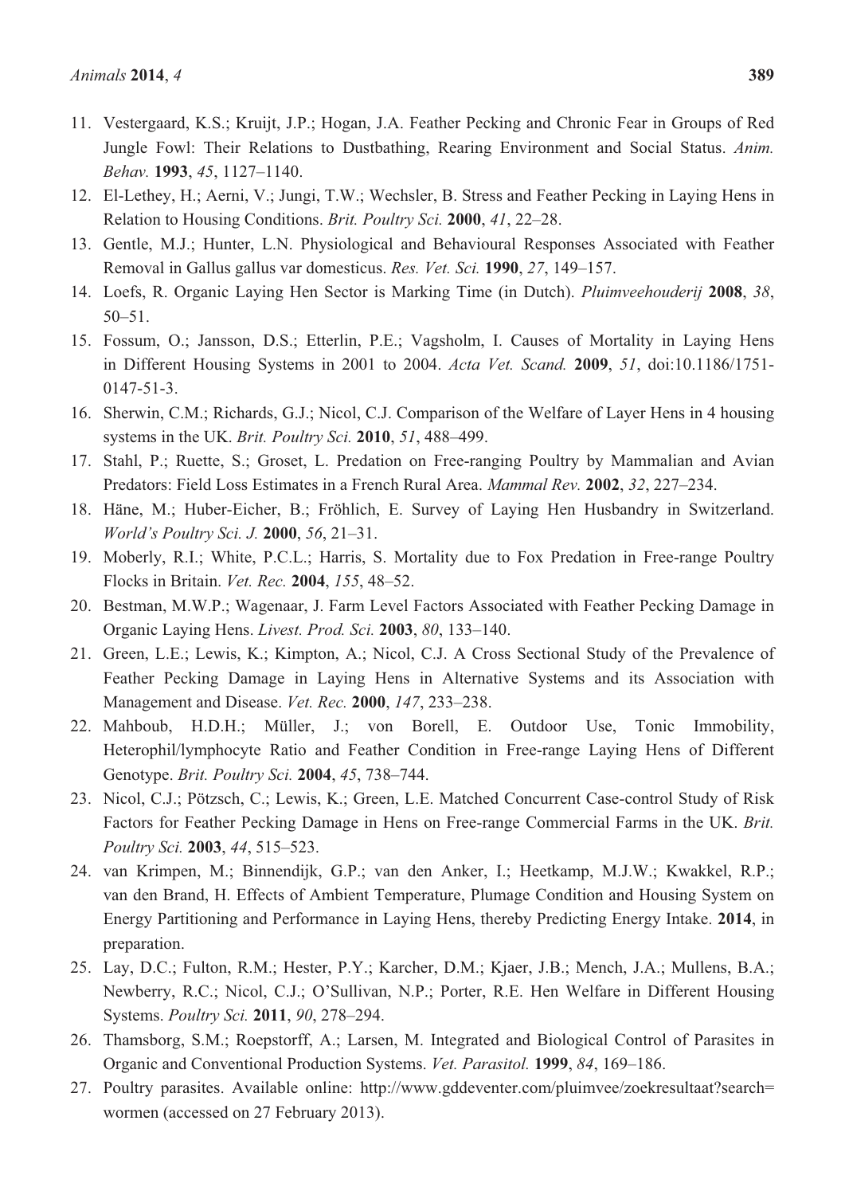11. Vestergaard, K.S.; Kruijt, J.P.; Hogan, J.A. Feather Pecking and Chronic Fear in Groups of Red Jungle Fowl: Their Relations to Dustbathing, Rearing Environment and Social Status. *Anim. Behav.* **1993**, *45*, 1127–1140.
12. El-Lethey, H.; Aerni, V.; Jungi, T.W.; Wechsler, B. Stress and Feather Pecking in Laying Hens in Relation to Housing Conditions. *Brit. Poultry Sci.* **2000**, *41*, 22–28.
13. Gentle, M.J.; Hunter, L.N. Physiological and Behavioural Responses Associated with Feather Removal in Gallus gallus var domesticus. *Res. Vet. Sci.* **1990**, *27*, 149–157.
14. Loefs, R. Organic Laying Hen Sector is Marking Time (in Dutch). *Pluimveehouderij* **2008**, *38*, 50–51.
15. Fossum, O.; Jansson, D.S.; Etterlin, P.E.; Vagsholm, I. Causes of Mortality in Laying Hens in Different Housing Systems in 2001 to 2004. *Acta Vet. Scand.* **2009**, *51*, doi:10.1186/1751-0147-51-3.
16. Sherwin, C.M.; Richards, G.J.; Nicol, C.J. Comparison of the Welfare of Layer Hens in 4 housing systems in the UK. *Brit. Poultry Sci.* **2010**, *51*, 488–499.
17. Stahl, P.; Ruette, S.; Groset, L. Predation on Free-ranging Poultry by Mammalian and Avian Predators: Field Loss Estimates in a French Rural Area. *Mammal Rev.* **2002**, *32*, 227–234.
18. Häne, M.; Huber-Eicher, B.; Fröhlich, E. Survey of Laying Hen Husbandry in Switzerland. *World's Poultry Sci. J.* **2000**, *56*, 21–31.
19. Moberly, R.I.; White, P.C.L.; Harris, S. Mortality due to Fox Predation in Free-range Poultry Flocks in Britain. *Vet. Rec.* **2004**, *155*, 48–52.
20. Bestman, M.W.P.; Wagenaar, J. Farm Level Factors Associated with Feather Pecking Damage in Organic Laying Hens. *Livest. Prod. Sci.* **2003**, *80*, 133–140.
21. Green, L.E.; Lewis, K.; Kimpton, A.; Nicol, C.J. A Cross Sectional Study of the Prevalence of Feather Pecking Damage in Laying Hens in Alternative Systems and its Association with Management and Disease. *Vet. Rec.* **2000**, *147*, 233–238.
22. Mahboub, H.D.H.; Müller, J.; von Borell, E. Outdoor Use, Tonic Immobility, Heterophil/lymphocyte Ratio and Feather Condition in Free-range Laying Hens of Different Genotype. *Brit. Poultry Sci.* **2004**, *45*, 738–744.
23. Nicol, C.J.; Pötzsch, C.; Lewis, K.; Green, L.E. Matched Concurrent Case-control Study of Risk Factors for Feather Pecking Damage in Hens on Free-range Commercial Farms in the UK. *Brit. Poultry Sci.* **2003**, *44*, 515–523.
24. van Krimpen, M.; Binnendijk, G.P.; van den Anker, I.; Heetkamp, M.J.W.; Kwakkel, R.P.; van den Brand, H. Effects of Ambient Temperature, Plumage Condition and Housing System on Energy Partitioning and Performance in Laying Hens, thereby Predicting Energy Intake. **2014**, in preparation.
25. Lay, D.C.; Fulton, R.M.; Hester, P.Y.; Karcher, D.M.; Kjaer, J.B.; Mench, J.A.; Mullens, B.A.; Newberry, R.C.; Nicol, C.J.; O'Sullivan, N.P.; Porter, R.E. Hen Welfare in Different Housing Systems. *Poultry Sci.* **2011**, *90*, 278–294.
26. Thamsborg, S.M.; Roepstorff, A.; Larsen, M. Integrated and Biological Control of Parasites in Organic and Conventional Production Systems. *Vet. Parasitol.* **1999**, *84*, 169–186.
27. Poultry parasites. Available online: http://www.gddeventer.com/pluimvee/zoekresultaat?search=wormen (accessed on 27 February 2013).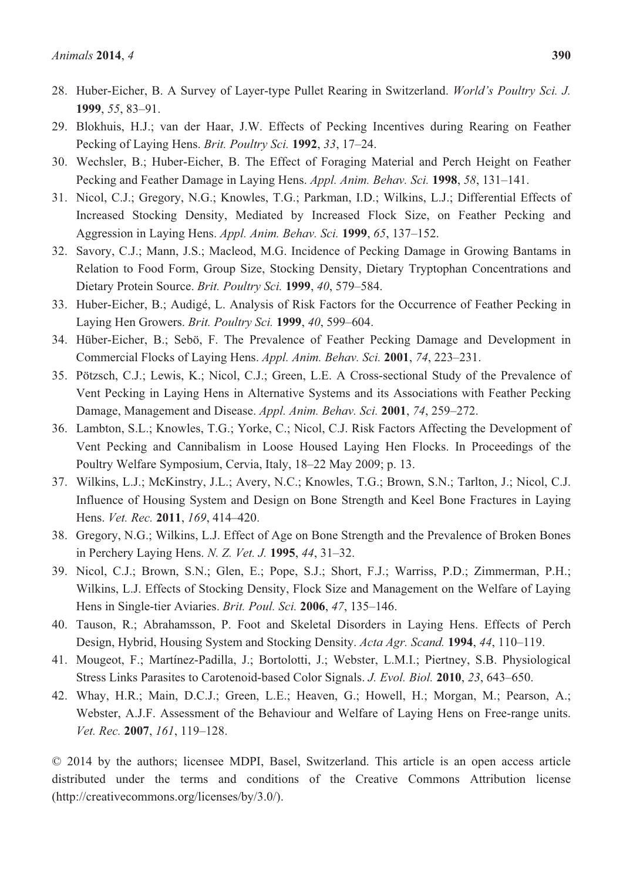28. Huber-Eicher, B. A Survey of Layer-type Pullet Rearing in Switzerland. *World's Poultry Sci. J.* **1999**, *55*, 83–91.
29. Blokhuis, H.J.; van der Haar, J.W. Effects of Pecking Incentives during Rearing on Feather Pecking of Laying Hens. *Brit. Poultry Sci.* **1992**, *33*, 17–24.
30. Wechsler, B.; Huber-Eicher, B. The Effect of Foraging Material and Perch Height on Feather Pecking and Feather Damage in Laying Hens. *Appl. Anim. Behav. Sci.* **1998**, *58*, 131–141.
31. Nicol, C.J.; Gregory, N.G.; Knowles, T.G.; Parkman, I.D.; Wilkins, L.J.; Differential Effects of Increased Stocking Density, Mediated by Increased Flock Size, on Feather Pecking and Aggression in Laying Hens. *Appl. Anim. Behav. Sci.* **1999**, *65*, 137–152.
32. Savory, C.J.; Mann, J.S.; Macleod, M.G. Incidence of Pecking Damage in Growing Bantams in Relation to Food Form, Group Size, Stocking Density, Dietary Tryptophan Concentrations and Dietary Protein Source. *Brit. Poultry Sci.* **1999**, *40*, 579–584.
33. Huber-Eicher, B.; Audigé, L. Analysis of Risk Factors for the Occurrence of Feather Pecking in Laying Hen Growers. *Brit. Poultry Sci.* **1999**, *40*, 599–604.
34. Hüber-Eicher, B.; Sebö, F. The Prevalence of Feather Pecking Damage and Development in Commercial Flocks of Laying Hens. *Appl. Anim. Behav. Sci.* **2001**, *74*, 223–231.
35. Pötzsch, C.J.; Lewis, K.; Nicol, C.J.; Green, L.E. A Cross-sectional Study of the Prevalence of Vent Pecking in Laying Hens in Alternative Systems and its Associations with Feather Pecking Damage, Management and Disease. *Appl. Anim. Behav. Sci.* **2001**, *74*, 259–272.
36. Lambton, S.L.; Knowles, T.G.; Yorke, C.; Nicol, C.J. Risk Factors Affecting the Development of Vent Pecking and Cannibalism in Loose Housed Laying Hen Flocks. In Proceedings of the Poultry Welfare Symposium, Cervia, Italy, 18–22 May 2009; p. 13.
37. Wilkins, L.J.; McKinstry, J.L.; Avery, N.C.; Knowles, T.G.; Brown, S.N.; Tarlton, J.; Nicol, C.J. Influence of Housing System and Design on Bone Strength and Keel Bone Fractures in Laying Hens. *Vet. Rec.* **2011**, *169*, 414–420.
38. Gregory, N.G.; Wilkins, L.J. Effect of Age on Bone Strength and the Prevalence of Broken Bones in Perchery Laying Hens. *N. Z. Vet. J.* **1995**, *44*, 31–32.
39. Nicol, C.J.; Brown, S.N.; Glen, E.; Pope, S.J.; Short, F.J.; Warriss, P.D.; Zimmerman, P.H.; Wilkins, L.J. Effects of Stocking Density, Flock Size and Management on the Welfare of Laying Hens in Single-tier Aviaries. *Brit. Poul. Sci.* **2006**, *47*, 135–146.
40. Tauson, R.; Abrahamsson, P. Foot and Skeletal Disorders in Laying Hens. Effects of Perch Design, Hybrid, Housing System and Stocking Density. *Acta Agr. Scand.* **1994**, *44*, 110–119.
41. Mougeot, F.; Martínez-Padilla, J.; Bortolotti, J.; Webster, L.M.I.; Piertney, S.B. Physiological Stress Links Parasites to Carotenoid-based Color Signals. *J. Evol. Biol.* **2010**, *23*, 643–650.
42. Whay, H.R.; Main, D.C.J.; Green, L.E.; Heaven, G.; Howell, H.; Morgan, M.; Pearson, A.; Webster, A.J.F. Assessment of the Behaviour and Welfare of Laying Hens on Free-range units. *Vet. Rec.* **2007**, *161*, 119–128.

© 2014 by the authors; licensee MDPI, Basel, Switzerland. This article is an open access article distributed under the terms and conditions of the Creative Commons Attribution license (http://creativecommons.org/licenses/by/3.0/).